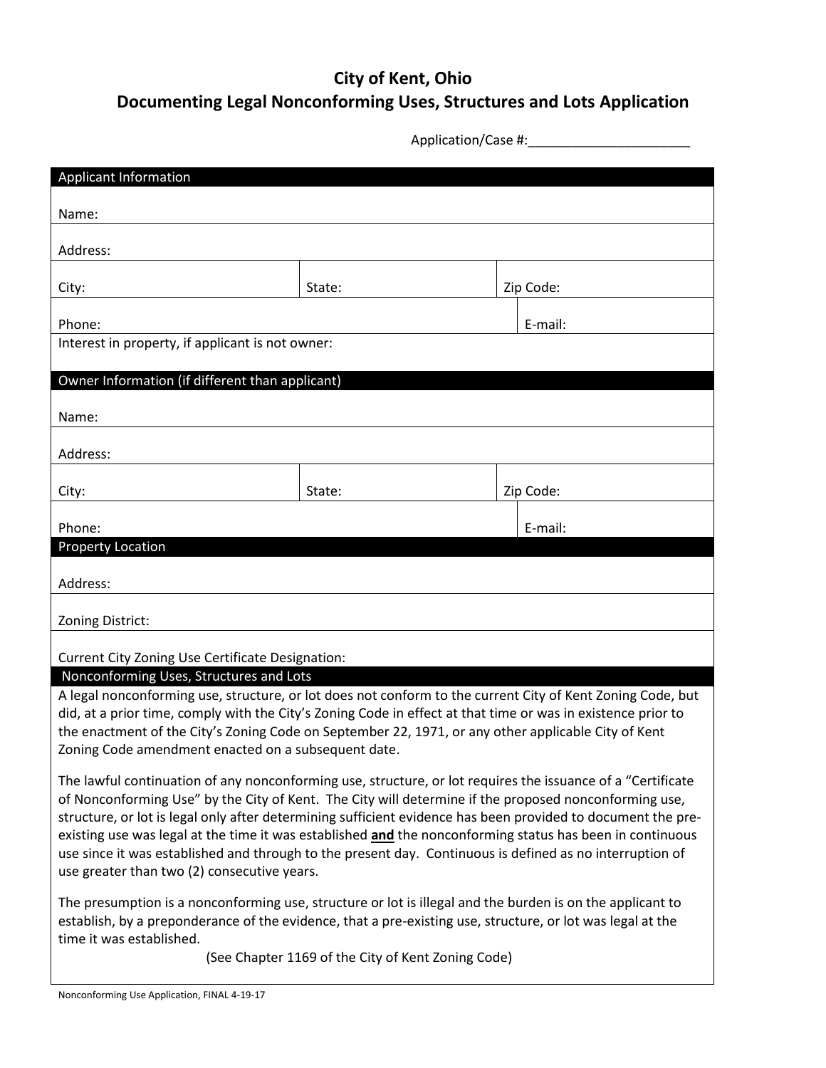# City of Kent, Ohio

## Documenting Legal Nonconforming Uses, Structures and Lots Application

Application/Case #:______________________

### Applicant Information

| | | |
|---|---|---|
| Name: | | |
| Address: | | |
| City: | State: | Zip Code: |
| Phone: | | E-mail: |
| Interest in property, if applicant is not owner: | | |

### Owner Information (if different than applicant)

| | | |
|---|---|---|
| Name: | | |
| Address: | | |
| City: | State: | Zip Code: |
| Phone: | | E-mail: |

### Property Location

Address:

Zoning District:

Current City Zoning Use Certificate Designation:

### Nonconforming Uses, Structures and Lots

A legal nonconforming use, structure, or lot does not conform to the current City of Kent Zoning Code, but did, at a prior time, comply with the City's Zoning Code in effect at that time or was in existence prior to the enactment of the City's Zoning Code on September 22, 1971, or any other applicable City of Kent Zoning Code amendment enacted on a subsequent date.

The lawful continuation of any nonconforming use, structure, or lot requires the issuance of a "Certificate of Nonconforming Use" by the City of Kent. The City will determine if the proposed nonconforming use, structure, or lot is legal only after determining sufficient evidence has been provided to document the pre-existing use was legal at the time it was established **and** the nonconforming status has been in continuous use since it was established and through to the present day. Continuous is defined as no interruption of use greater than two (2) consecutive years.

The presumption is a nonconforming use, structure or lot is illegal and the burden is on the applicant to establish, by a preponderance of the evidence, that a pre-existing use, structure, or lot was legal at the time it was established.

(See Chapter 1169 of the City of Kent Zoning Code)

Nonconforming Use Application, FINAL 4-19-17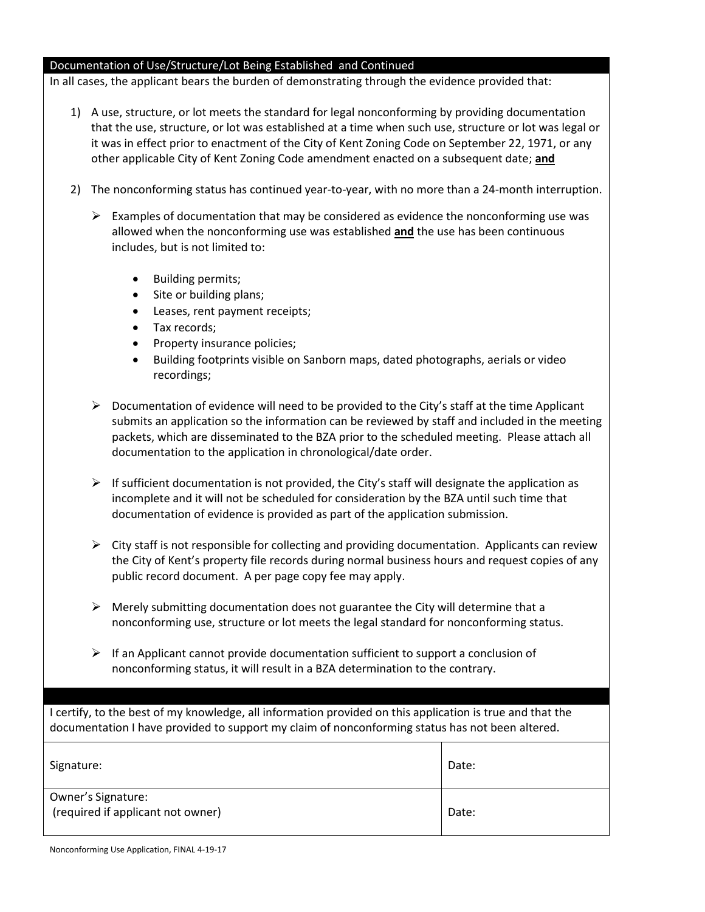## Documentation of Use/Structure/Lot Being Established and Continued

In all cases, the applicant bears the burden of demonstrating through the evidence provided that:

1) A use, structure, or lot meets the standard for legal nonconforming by providing documentation that the use, structure, or lot was established at a time when such use, structure or lot was legal or it was in effect prior to enactment of the City of Kent Zoning Code on September 22, 1971, or any other applicable City of Kent Zoning Code amendment enacted on a subsequent date; **and**

2) The nonconforming status has continued year-to-year, with no more than a 24-month interruption.

   - Examples of documentation that may be considered as evidence the nonconforming use was allowed when the nonconforming use was established **and** the use has been continuous includes, but is not limited to:
     - Building permits;
     - Site or building plans;
     - Leases, rent payment receipts;
     - Tax records;
     - Property insurance policies;
     - Building footprints visible on Sanborn maps, dated photographs, aerials or video recordings;
   - Documentation of evidence will need to be provided to the City's staff at the time Applicant submits an application so the information can be reviewed by staff and included in the meeting packets, which are disseminated to the BZA prior to the scheduled meeting. Please attach all documentation to the application in chronological/date order.
   - If sufficient documentation is not provided, the City's staff will designate the application as incomplete and it will not be scheduled for consideration by the BZA until such time that documentation of evidence is provided as part of the application submission.
   - City staff is not responsible for collecting and providing documentation. Applicants can review the City of Kent's property file records during normal business hours and request copies of any public record document. A per page copy fee may apply.
   - Merely submitting documentation does not guarantee the City will determine that a nonconforming use, structure or lot meets the legal standard for nonconforming status.
   - If an Applicant cannot provide documentation sufficient to support a conclusion of nonconforming status, it will result in a BZA determination to the contrary.

I certify, to the best of my knowledge, all information provided on this application is true and that the documentation I have provided to support my claim of nonconforming status has not been altered.

| Signature: | Date: |
|---|---|
| Owner's Signature: (required if applicant not owner) | Date: |

Nonconforming Use Application, FINAL 4-19-17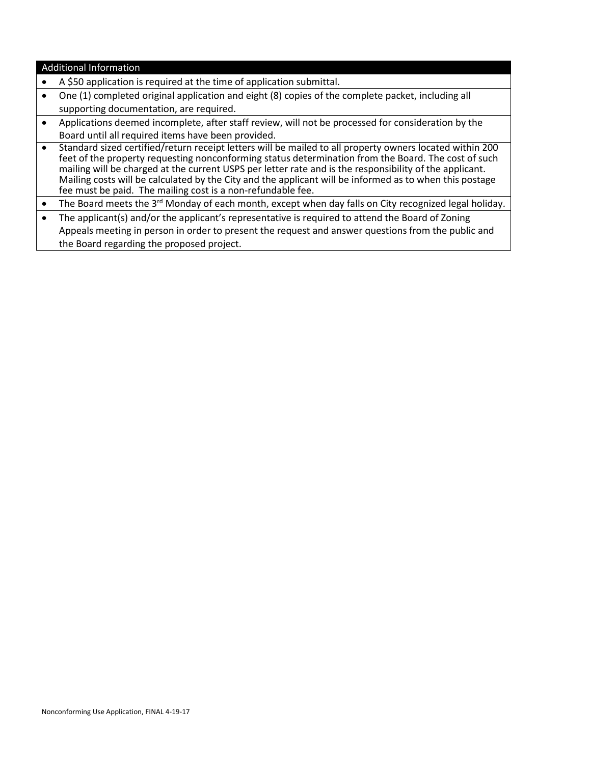## Additional Information

- A $50 application is required at the time of application submittal.
- One (1) completed original application and eight (8) copies of the complete packet, including all supporting documentation, are required.
- Applications deemed incomplete, after staff review, will not be processed for consideration by the Board until all required items have been provided.
- Standard sized certified/return receipt letters will be mailed to all property owners located within 200 feet of the property requesting nonconforming status determination from the Board. The cost of such mailing will be charged at the current USPS per letter rate and is the responsibility of the applicant. Mailing costs will be calculated by the City and the applicant will be informed as to when this postage fee must be paid. The mailing cost is a non-refundable fee.
- The Board meets the 3rd Monday of each month, except when day falls on City recognized legal holiday.
- The applicant(s) and/or the applicant's representative is required to attend the Board of Zoning Appeals meeting in person in order to present the request and answer questions from the public and the Board regarding the proposed project.

Nonconforming Use Application, FINAL 4-19-17